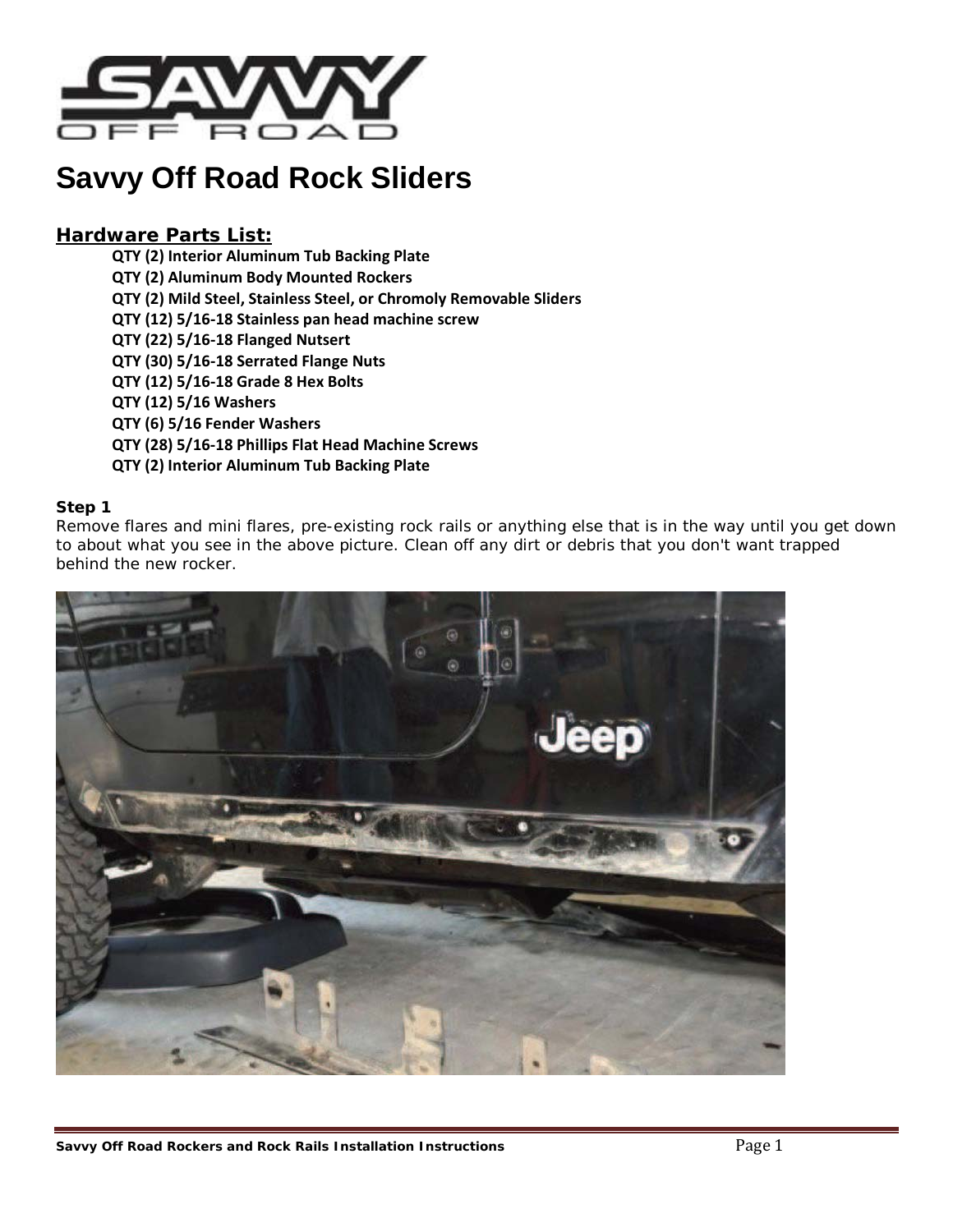# Savvy Off Road Rock Sliders

## Hardware Parts List:

- QTY (2) Interior Aluminum Tub Backing Plate
- QTY (2) Aluminum Body Mounted Rockers
- QTY (2) Mild Steel, Stainless Steel, or Chromoly Removable Sliders
- QTY (12) 5/16-18 Stainless pan head machine screw
- QTY (22) 5/16-18 Flanged Nutsert
- QTY (30) 5/16-18 Serrated Flange Nuts
- QTY (12) 5/16-18 Grade 8 Hex Bolts
- QTY (12) 5/16 Washers
- QTY (6) 5/16 Fender Washers
- QTY (28) 5/16-18 Phillips Flat Head Machine Screws
- QTY (2) Interior Aluminum Tub Backing Plate

### Step 1

Remove flares and mini flares, pre-existing rock rails or anything else that is in the way until you get down to about what you see in the above picture. Clean off any dirt or debris that you don't want trapped behind the new rocker.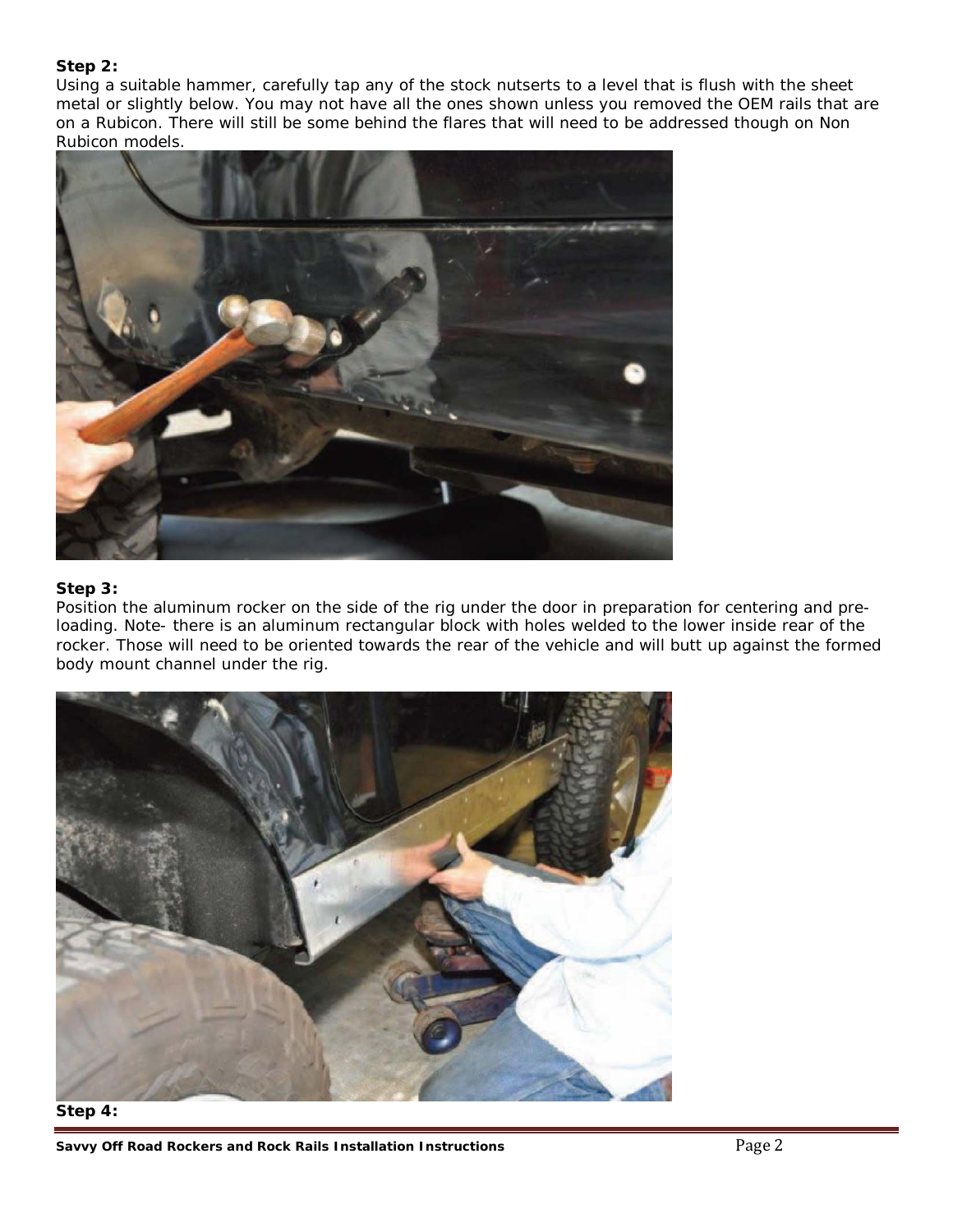**Step 2:**
Using a suitable hammer, carefully tap any of the stock nutserts to a level that is flush with the sheet metal or slightly below. You may not have all the ones shown unless you removed the OEM rails that are on a Rubicon. There will still be some behind the flares that will need to be addressed though on Non Rubicon models.

**Step 3:**
Position the aluminum rocker on the side of the rig under the door in preparation for centering and pre-loading. Note- there is an aluminum rectangular block with holes welded to the lower inside rear of the rocker. Those will need to be oriented towards the rear of the vehicle and will butt up against the formed body mount channel under the rig.

**Step 4:**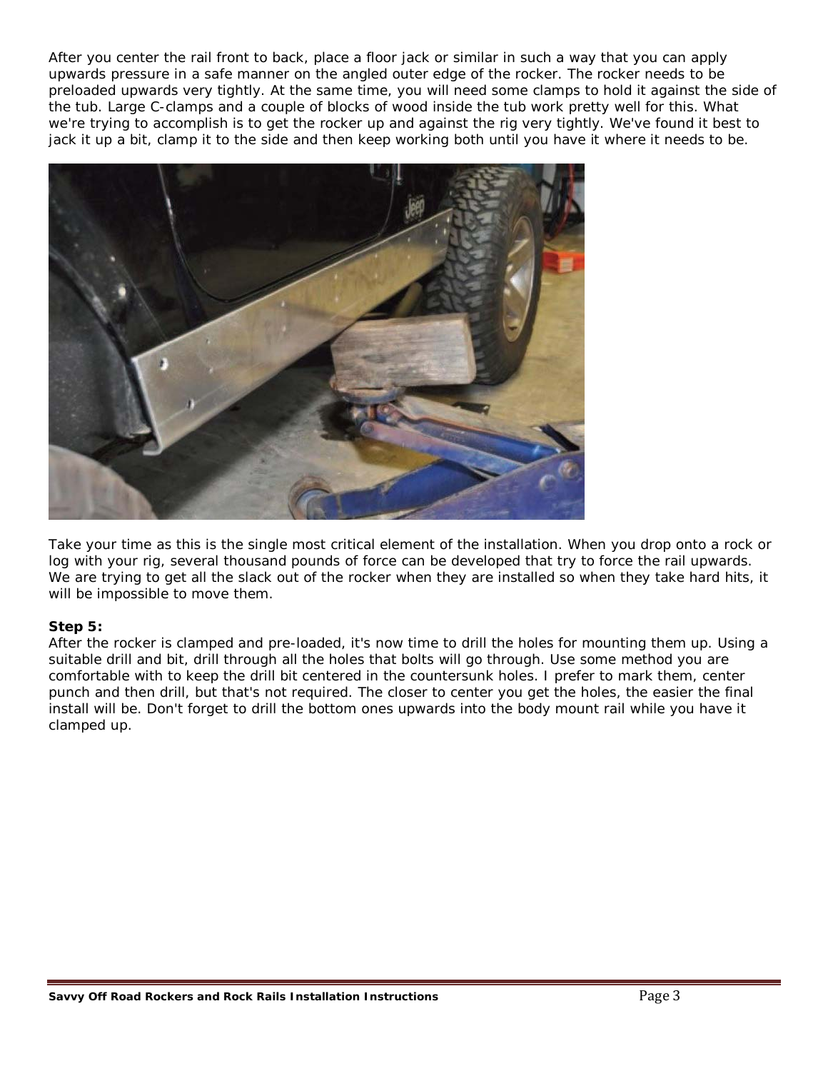After you center the rail front to back, place a floor jack or similar in such a way that you can apply upwards pressure in a safe manner on the angled outer edge of the rocker. The rocker needs to be preloaded upwards very tightly. At the same time, you will need some clamps to hold it against the side of the tub. Large C-clamps and a couple of blocks of wood inside the tub work pretty well for this. What we're trying to accomplish is to get the rocker up and against the rig very tightly. We've found it best to jack it up a bit, clamp it to the side and then keep working both until you have it where it needs to be.

Take your time as this is the single most critical element of the installation. When you drop onto a rock or log with your rig, several thousand pounds of force can be developed that try to force the rail upwards. We are trying to get all the slack out of the rocker when they are installed so when they take hard hits, it will be impossible to move them.

**Step 5:**
After the rocker is clamped and pre-loaded, it's now time to drill the holes for mounting them up. Using a suitable drill and bit, drill through all the holes that bolts will go through. Use some method you are comfortable with to keep the drill bit centered in the countersunk holes. I prefer to mark them, center punch and then drill, but that's not required. The closer to center you get the holes, the easier the final install will be. Don't forget to drill the bottom ones upwards into the body mount rail while you have it clamped up.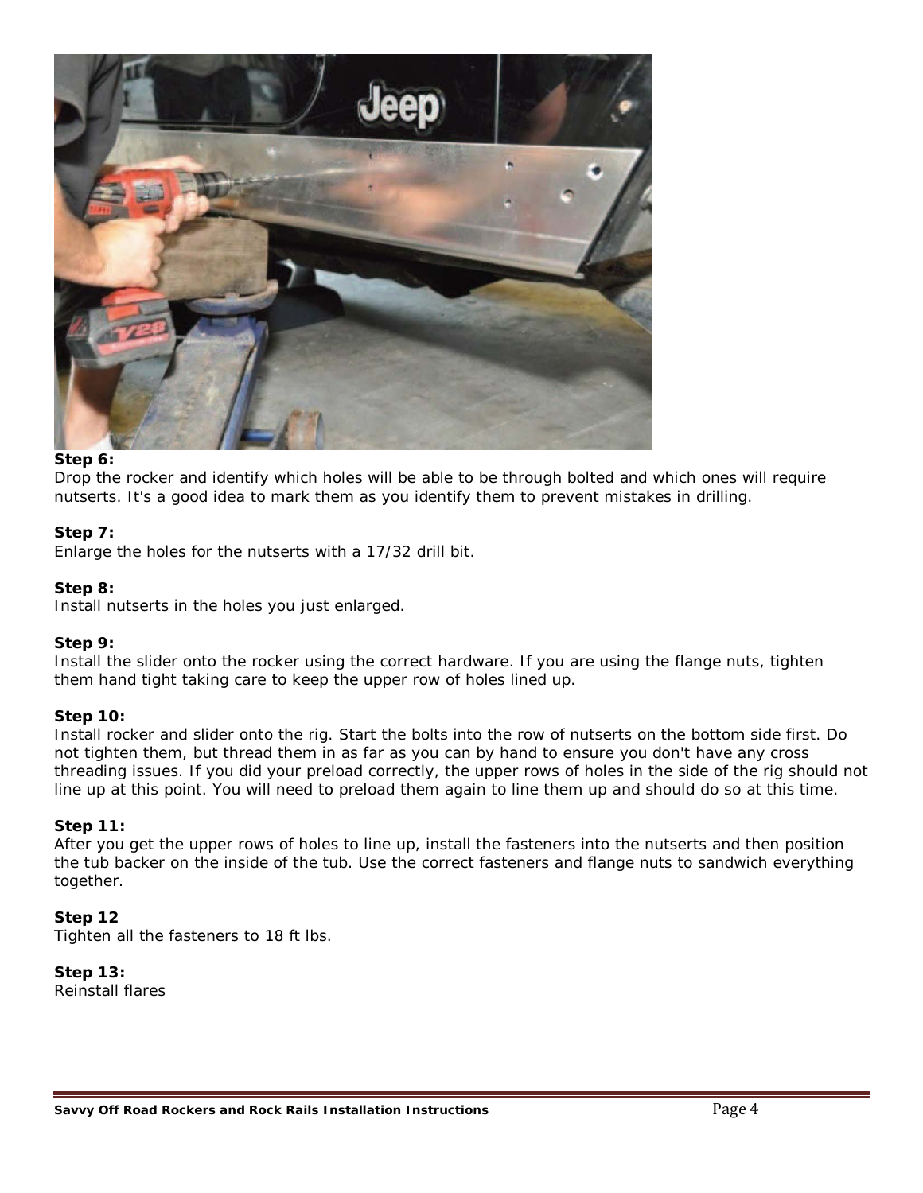**Step 6:**
Drop the rocker and identify which holes will be able to be through bolted and which ones will require nutserts. It's a good idea to mark them as you identify them to prevent mistakes in drilling.

**Step 7:**
Enlarge the holes for the nutserts with a 17/32 drill bit.

**Step 8:**
Install nutserts in the holes you just enlarged.

**Step 9:**
Install the slider onto the rocker using the correct hardware. If you are using the flange nuts, tighten them hand tight taking care to keep the upper row of holes lined up.

**Step 10:**
Install rocker and slider onto the rig. Start the bolts into the row of nutserts on the bottom side first. Do not tighten them, but thread them in as far as you can by hand to ensure you don't have any cross threading issues. If you did your preload correctly, the upper rows of holes in the side of the rig should not line up at this point. You will need to preload them again to line them up and should do so at this time.

**Step 11:**
After you get the upper rows of holes to line up, install the fasteners into the nutserts and then position the tub backer on the inside of the tub. Use the correct fasteners and flange nuts to sandwich everything together.

**Step 12**
Tighten all the fasteners to 18 ft lbs.

**Step 13:**
Reinstall flares